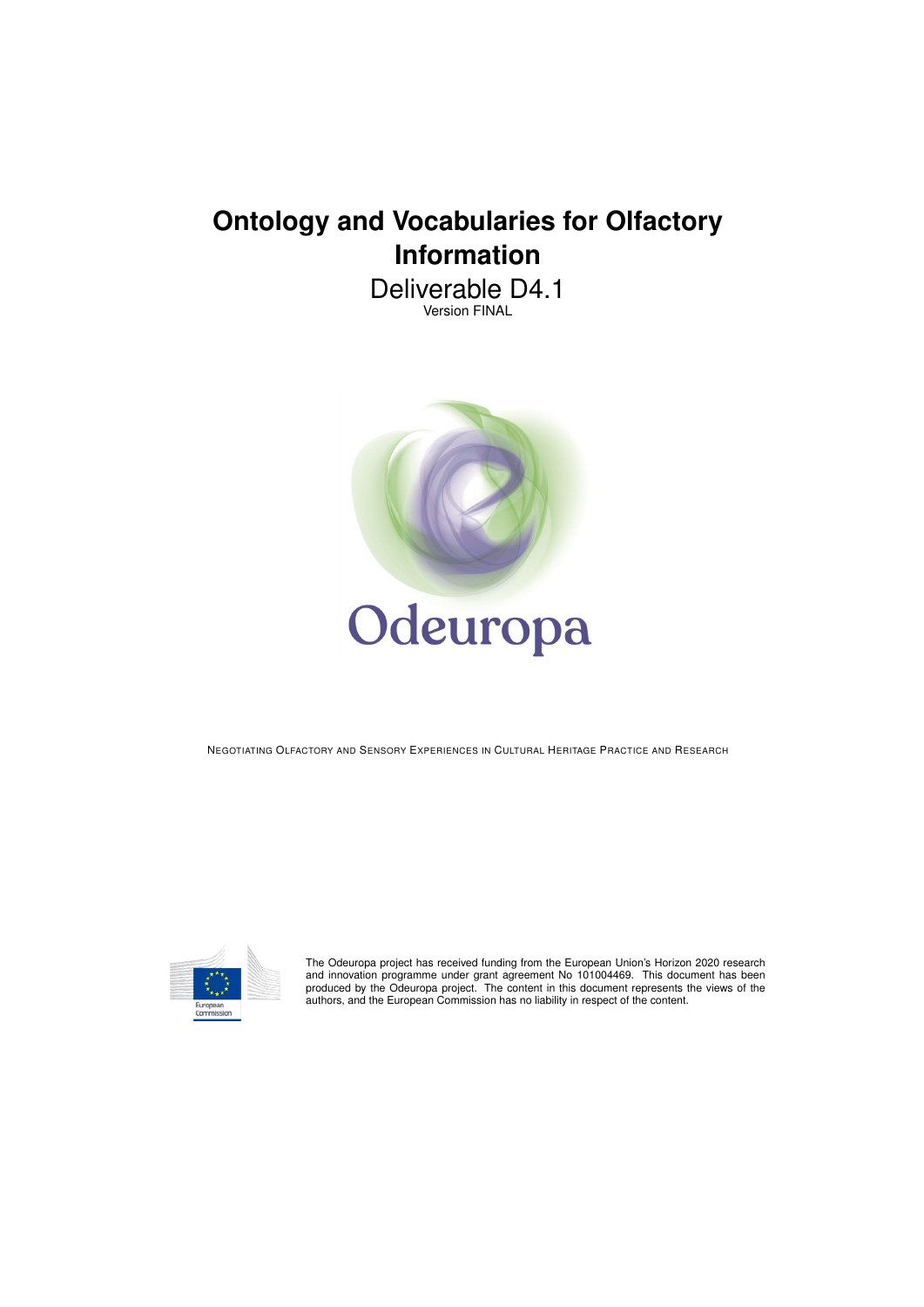# Ontology and Vocabularies for Olfactory Information

Deliverable D4.1

Version FINAL

Odeuropa

NEGOTIATING OLFACTORY AND SENSORY EXPERIENCES IN CULTURAL HERITAGE PRACTICE AND RESEARCH

European Commission

The Odeuropa project has received funding from the European Union's Horizon 2020 research and innovation programme under grant agreement No 101004469. This document has been produced by the Odeuropa project. The content in this document represents the views of the authors, and the European Commission has no liability in respect of the content.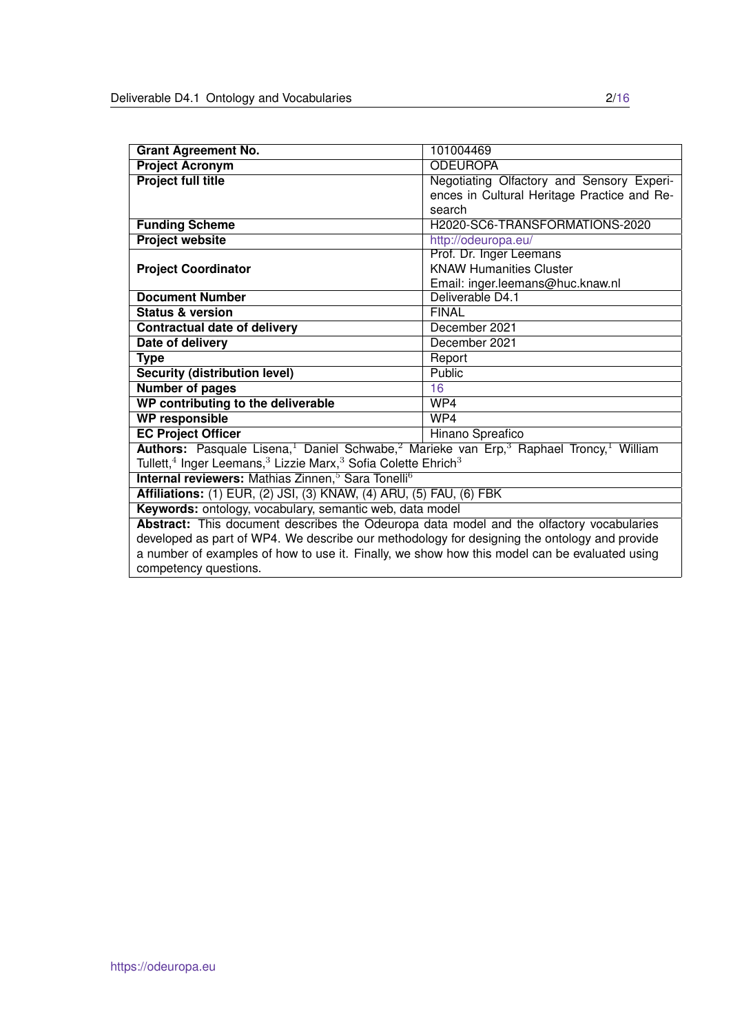| **Grant Agreement No.** | 101004469 |
| --- | --- |
| **Project Acronym** | ODEUROPA |
| **Project full title** | Negotiating Olfactory and Sensory Experiences in Cultural Heritage Practice and Research |
| **Funding Scheme** | H2020-SC6-TRANSFORMATIONS-2020 |
| **Project website** | http://odeuropa.eu/ |
| **Project Coordinator** | Prof. Dr. Inger Leemans<br>KNAW Humanities Cluster<br>Email: inger.leemans@huc.knaw.nl |
| **Document Number** | Deliverable D4.1 |
| **Status & version** | FINAL |
| **Contractual date of delivery** | December 2021 |
| **Date of delivery** | December 2021 |
| **Type** | Report |
| **Security (distribution level)** | Public |
| **Number of pages** | 16 |
| **WP contributing to the deliverable** | WP4 |
| **WP responsible** | WP4 |
| **EC Project Officer** | Hinano Spreafico |

**Authors:** Pasquale Lisena,[1] Daniel Schwabe,[2] Marieke van Erp,[3] Raphael Troncy,[1] William Tullett,[4] Inger Leemans,[3] Lizzie Marx,[3] Sofia Colette Ehrich[3]

**Internal reviewers:** Mathias Zinnen,[5] Sara Tonelli[6]

**Affiliations:** (1) EUR, (2) JSI, (3) KNAW, (4) ARU, (5) FAU, (6) FBK

**Keywords:** ontology, vocabulary, semantic web, data model

**Abstract:** This document describes the Odeuropa data model and the olfactory vocabularies developed as part of WP4. We describe our methodology for designing the ontology and provide a number of examples of how to use it. Finally, we show how this model can be evaluated using competency questions.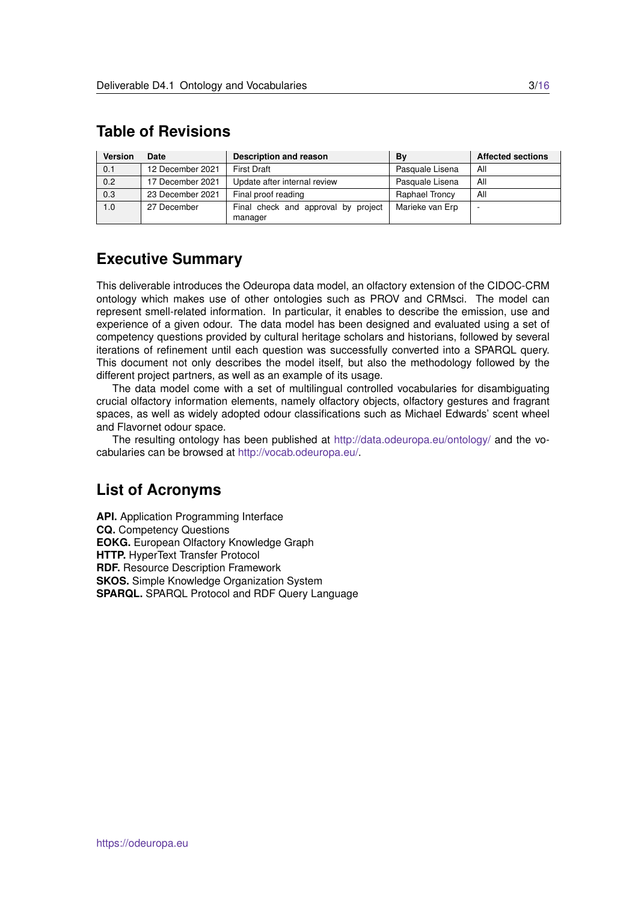## Table of Revisions

| Version | Date | Description and reason | By | Affected sections |
|---|---|---|---|---|
| 0.1 | 12 December 2021 | First Draft | Pasquale Lisena | All |
| 0.2 | 17 December 2021 | Update after internal review | Pasquale Lisena | All |
| 0.3 | 23 December 2021 | Final proof reading | Raphael Troncy | All |
| 1.0 | 27 December | Final check and approval by project manager | Marieke van Erp | - |

## Executive Summary

This deliverable introduces the Odeuropa data model, an olfactory extension of the CIDOC-CRM ontology which makes use of other ontologies such as PROV and CRMsci. The model can represent smell-related information. In particular, it enables to describe the emission, use and experience of a given odour. The data model has been designed and evaluated using a set of competency questions provided by cultural heritage scholars and historians, followed by several iterations of refinement until each question was successfully converted into a SPARQL query. This document not only describes the model itself, but also the methodology followed by the different project partners, as well as an example of its usage.

The data model come with a set of multilingual controlled vocabularies for disambiguating crucial olfactory information elements, namely olfactory objects, olfactory gestures and fragrant spaces, as well as widely adopted odour classifications such as Michael Edwards' scent wheel and Flavornet odour space.

The resulting ontology has been published at http://data.odeuropa.eu/ontology/ and the vocabularies can be browsed at http://vocab.odeuropa.eu/.

## List of Acronyms

**API.** Application Programming Interface
**CQ.** Competency Questions
**EOKG.** European Olfactory Knowledge Graph
**HTTP.** HyperText Transfer Protocol
**RDF.** Resource Description Framework
**SKOS.** Simple Knowledge Organization System
**SPARQL.** SPARQL Protocol and RDF Query Language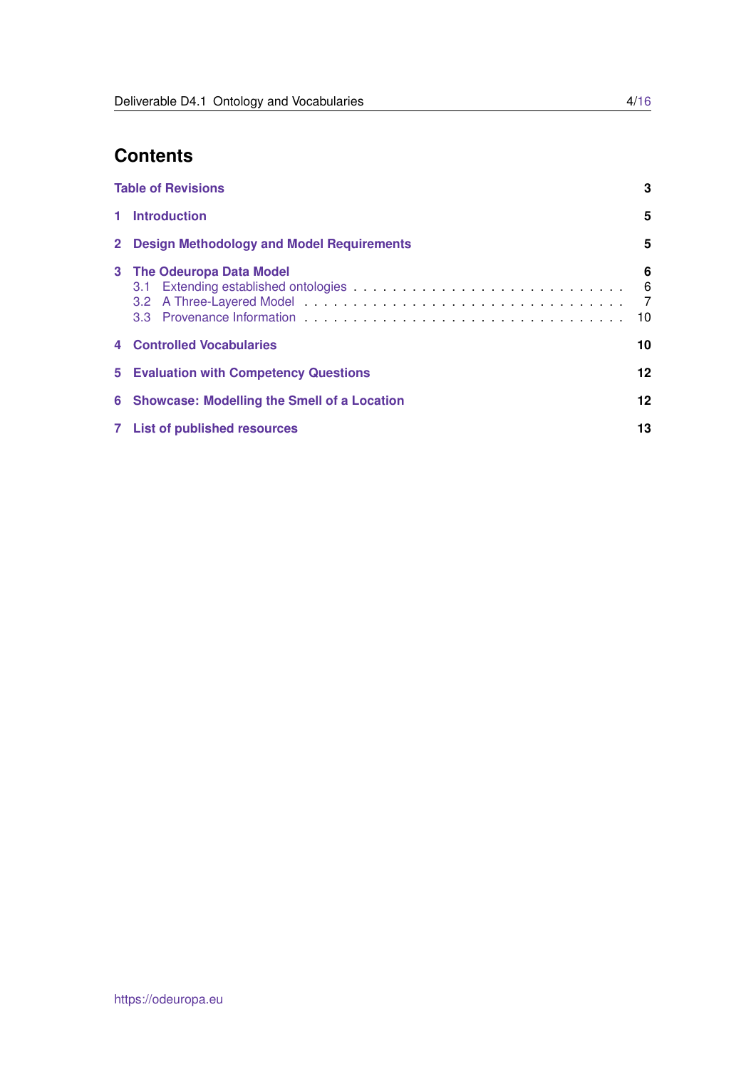# Contents

| | |
|---|---|
| **Table of Revisions** | **3** |
| **1 Introduction** | **5** |
| **2 Design Methodology and Model Requirements** | **5** |
| **3 The Odeuropa Data Model** | **6** |
| 3.1 Extending established ontologies | 6 |
| 3.2 A Three-Layered Model | 7 |
| 3.3 Provenance Information | 10 |
| **4 Controlled Vocabularies** | **10** |
| **5 Evaluation with Competency Questions** | **12** |
| **6 Showcase: Modelling the Smell of a Location** | **12** |
| **7 List of published resources** | **13** |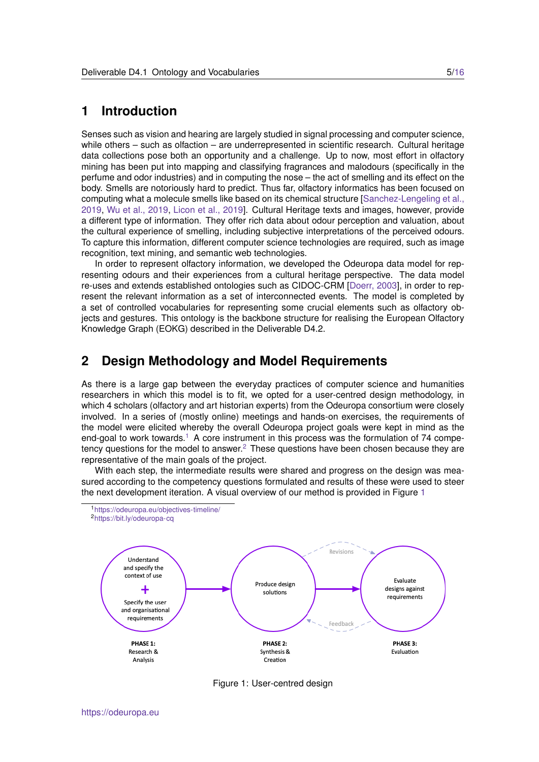# 1 Introduction

Senses such as vision and hearing are largely studied in signal processing and computer science, while others – such as olfaction – are underrepresented in scientific research. Cultural heritage data collections pose both an opportunity and a challenge. Up to now, most effort in olfactory mining has been put into mapping and classifying fragrances and malodours (specifically in the perfume and odor industries) and in computing the nose – the act of smelling and its effect on the body. Smells are notoriously hard to predict. Thus far, olfactory informatics has been focused on computing what a molecule smells like based on its chemical structure [Sanchez-Lengeling et al., 2019, Wu et al., 2019, Licon et al., 2019]. Cultural Heritage texts and images, however, provide a different type of information. They offer rich data about odour perception and valuation, about the cultural experience of smelling, including subjective interpretations of the perceived odours. To capture this information, different computer science technologies are required, such as image recognition, text mining, and semantic web technologies.

In order to represent olfactory information, we developed the Odeuropa data model for representing odours and their experiences from a cultural heritage perspective. The data model re-uses and extends established ontologies such as CIDOC-CRM [Doerr, 2003], in order to represent the relevant information as a set of interconnected events. The model is completed by a set of controlled vocabularies for representing some crucial elements such as olfactory objects and gestures. This ontology is the backbone structure for realising the European Olfactory Knowledge Graph (EOKG) described in the Deliverable D4.2.

# 2 Design Methodology and Model Requirements

As there is a large gap between the everyday practices of computer science and humanities researchers in which this model is to fit, we opted for a user-centred design methodology, in which 4 scholars (olfactory and art historian experts) from the Odeuropa consortium were closely involved. In a series of (mostly online) meetings and hands-on exercises, the requirements of the model were elicited whereby the overall Odeuropa project goals were kept in mind as the end-goal to work towards.[1] A core instrument in this process was the formulation of 74 competency questions for the model to answer.[2] These questions have been chosen because they are representative of the main goals of the project.

With each step, the intermediate results were shared and progress on the design was measured according to the competency questions formulated and results of these were used to steer the next development iteration. A visual overview of our method is provided in Figure 1

[1] https://odeuropa.eu/objectives-timeline/

[2] https://bit.ly/odeuropa-cq

Understand and specify the context of use + Specify the user and organisational requirements → Produce design solutions → Evaluate designs against requirements (Revisions / Feedback)

PHASE 1: Research & Analysis — PHASE 2: Synthesis & Creation — PHASE 3: Evaluation

Figure 1: User-centred design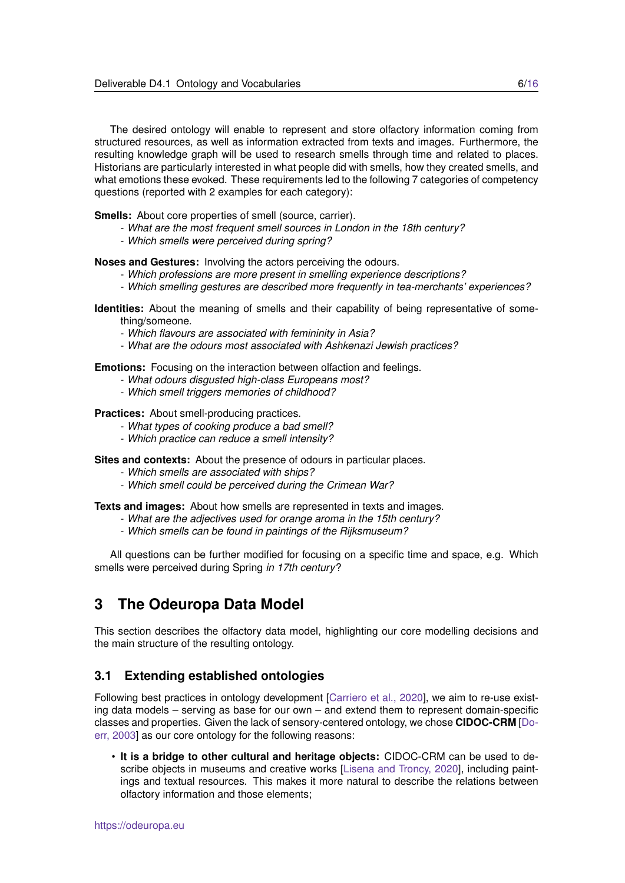The desired ontology will enable to represent and store olfactory information coming from structured resources, as well as information extracted from texts and images. Furthermore, the resulting knowledge graph will be used to research smells through time and related to places. Historians are particularly interested in what people did with smells, how they created smells, and what emotions these evoked. These requirements led to the following 7 categories of competency questions (reported with 2 examples for each category):

**Smells:** About core properties of smell (source, carrier).

- *What are the most frequent smell sources in London in the 18th century?*
- *Which smells were perceived during spring?*

**Noses and Gestures:** Involving the actors perceiving the odours.

- *Which professions are more present in smelling experience descriptions?*
- *Which smelling gestures are described more frequently in tea-merchants' experiences?*

**Identities:** About the meaning of smells and their capability of being representative of something/someone.

- *Which flavours are associated with femininity in Asia?*
- *What are the odours most associated with Ashkenazi Jewish practices?*

**Emotions:** Focusing on the interaction between olfaction and feelings.

- *What odours disgusted high-class Europeans most?*
- *Which smell triggers memories of childhood?*

**Practices:** About smell-producing practices.

- *What types of cooking produce a bad smell?*
- *Which practice can reduce a smell intensity?*

**Sites and contexts:** About the presence of odours in particular places.

- *Which smells are associated with ships?*
- *Which smell could be perceived during the Crimean War?*

**Texts and images:** About how smells are represented in texts and images.

- *What are the adjectives used for orange aroma in the 15th century?*
- *Which smells can be found in paintings of the Rijksmuseum?*

All questions can be further modified for focusing on a specific time and space, e.g. Which smells were perceived during Spring *in 17th century*?

# 3 The Odeuropa Data Model

This section describes the olfactory data model, highlighting our core modelling decisions and the main structure of the resulting ontology.

## 3.1 Extending established ontologies

Following best practices in ontology development [Carriero et al., 2020], we aim to re-use existing data models – serving as base for our own – and extend them to represent domain-specific classes and properties. Given the lack of sensory-centered ontology, we chose **CIDOC-CRM** [Doerr, 2003] as our core ontology for the following reasons:

- **It is a bridge to other cultural and heritage objects:** CIDOC-CRM can be used to describe objects in museums and creative works [Lisena and Troncy, 2020], including paintings and textual resources. This makes it more natural to describe the relations between olfactory information and those elements;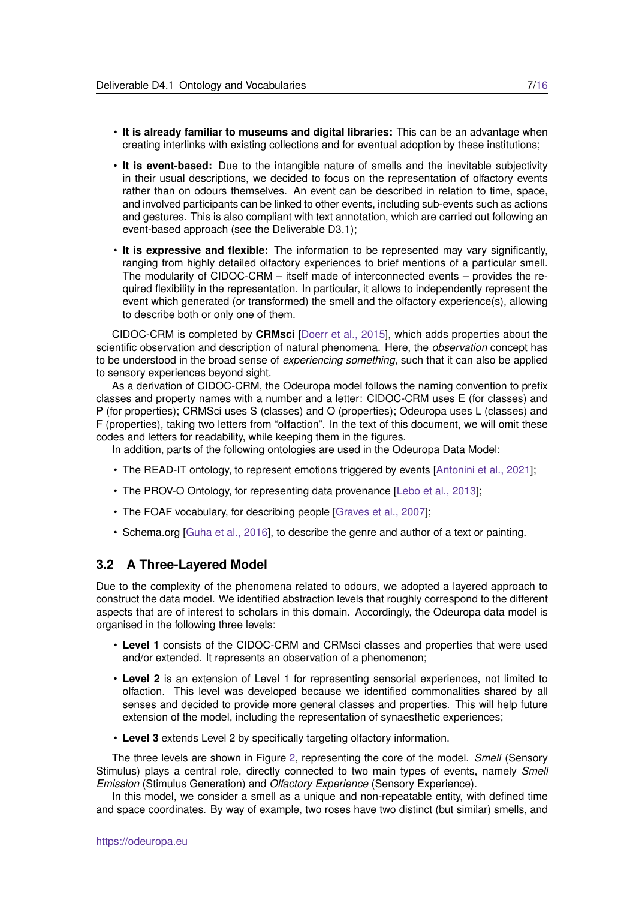- **It is already familiar to museums and digital libraries:** This can be an advantage when creating interlinks with existing collections and for eventual adoption by these institutions;
- **It is event-based:** Due to the intangible nature of smells and the inevitable subjectivity in their usual descriptions, we decided to focus on the representation of olfactory events rather than on odours themselves. An event can be described in relation to time, space, and involved participants can be linked to other events, including sub-events such as actions and gestures. This is also compliant with text annotation, which are carried out following an event-based approach (see the Deliverable D3.1);
- **It is expressive and flexible:** The information to be represented may vary significantly, ranging from highly detailed olfactory experiences to brief mentions of a particular smell. The modularity of CIDOC-CRM – itself made of interconnected events – provides the required flexibility in the representation. In particular, it allows to independently represent the event which generated (or transformed) the smell and the olfactory experience(s), allowing to describe both or only one of them.

CIDOC-CRM is completed by **CRMsci** [Doerr et al., 2015], which adds properties about the scientific observation and description of natural phenomena. Here, the *observation* concept has to be understood in the broad sense of *experiencing something*, such that it can also be applied to sensory experiences beyond sight.

As a derivation of CIDOC-CRM, the Odeuropa model follows the naming convention to prefix classes and property names with a number and a letter: CIDOC-CRM uses E (for classes) and P (for properties); CRMSci uses S (classes) and O (properties); Odeuropa uses L (classes) and F (properties), taking two letters from "o**lf**action". In the text of this document, we will omit these codes and letters for readability, while keeping them in the figures.

In addition, parts of the following ontologies are used in the Odeuropa Data Model:

- The READ-IT ontology, to represent emotions triggered by events [Antonini et al., 2021];
- The PROV-O Ontology, for representing data provenance [Lebo et al., 2013];
- The FOAF vocabulary, for describing people [Graves et al., 2007];
- Schema.org [Guha et al., 2016], to describe the genre and author of a text or painting.

## 3.2 A Three-Layered Model

Due to the complexity of the phenomena related to odours, we adopted a layered approach to construct the data model. We identified abstraction levels that roughly correspond to the different aspects that are of interest to scholars in this domain. Accordingly, the Odeuropa data model is organised in the following three levels:

- **Level 1** consists of the CIDOC-CRM and CRMsci classes and properties that were used and/or extended. It represents an observation of a phenomenon;
- **Level 2** is an extension of Level 1 for representing sensorial experiences, not limited to olfaction. This level was developed because we identified commonalities shared by all senses and decided to provide more general classes and properties. This will help future extension of the model, including the representation of synaesthetic experiences;
- **Level 3** extends Level 2 by specifically targeting olfactory information.

The three levels are shown in Figure 2, representing the core of the model. *Smell* (Sensory Stimulus) plays a central role, directly connected to two main types of events, namely *Smell Emission* (Stimulus Generation) and *Olfactory Experience* (Sensory Experience).

In this model, we consider a smell as a unique and non-repeatable entity, with defined time and space coordinates. By way of example, two roses have two distinct (but similar) smells, and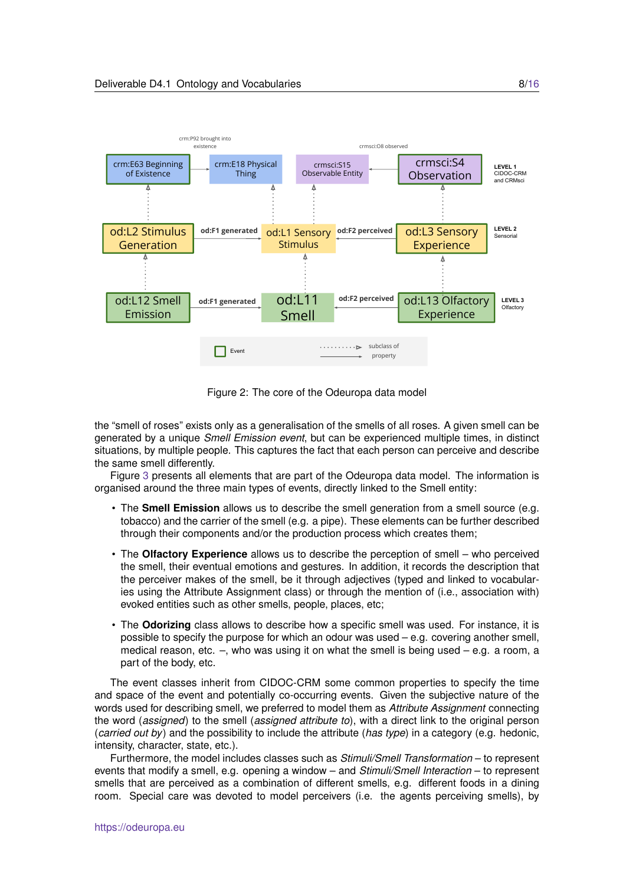crm:P92 brought into existence

crmsci:O8 observed

crm:E63 Beginning of Existence

crm:E18 Physical Thing

crmsci:S15 Observable Entity

crmsci:S4 Observation

LEVEL 1 CIDOC-CRM and CRMsci

od:L2 Stimulus Generation

od:F1 generated

od:L1 Sensory Stimulus

od:F2 perceived

od:L3 Sensory Experience

LEVEL 2 Sensorial

od:L12 Smell Emission

od:F1 generated

od:L11 Smell

od:F2 perceived

od:L13 Olfactory Experience

LEVEL 3 Olfactory

Event

subclass of

property

Figure 2: The core of the Odeuropa data model

the "smell of roses" exists only as a generalisation of the smells of all roses. A given smell can be generated by a unique *Smell Emission event*, but can be experienced multiple times, in distinct situations, by multiple people. This captures the fact that each person can perceive and describe the same smell differently.

Figure 3 presents all elements that are part of the Odeuropa data model. The information is organised around the three main types of events, directly linked to the Smell entity:

- The **Smell Emission** allows us to describe the smell generation from a smell source (e.g. tobacco) and the carrier of the smell (e.g. a pipe). These elements can be further described through their components and/or the production process which creates them;
- The **Olfactory Experience** allows us to describe the perception of smell – who perceived the smell, their eventual emotions and gestures. In addition, it records the description that the perceiver makes of the smell, be it through adjectives (typed and linked to vocabularies using the Attribute Assignment class) or through the mention of (i.e., association with) evoked entities such as other smells, people, places, etc;
- The **Odorizing** class allows to describe how a specific smell was used. For instance, it is possible to specify the purpose for which an odour was used – e.g. covering another smell, medical reason, etc. –, who was using it on what the smell is being used – e.g. a room, a part of the body, etc.

The event classes inherit from CIDOC-CRM some common properties to specify the time and space of the event and potentially co-occurring events. Given the subjective nature of the words used for describing smell, we preferred to model them as *Attribute Assignment* connecting the word (*assigned*) to the smell (*assigned attribute to*), with a direct link to the original person (*carried out by*) and the possibility to include the attribute (*has type*) in a category (e.g. hedonic, intensity, character, state, etc.).

Furthermore, the model includes classes such as *Stimuli/Smell Transformation* – to represent events that modify a smell, e.g. opening a window – and *Stimuli/Smell Interaction* – to represent smells that are perceived as a combination of different smells, e.g. different foods in a dining room. Special care was devoted to model perceivers (i.e. the agents perceiving smells), by

https://odeuropa.eu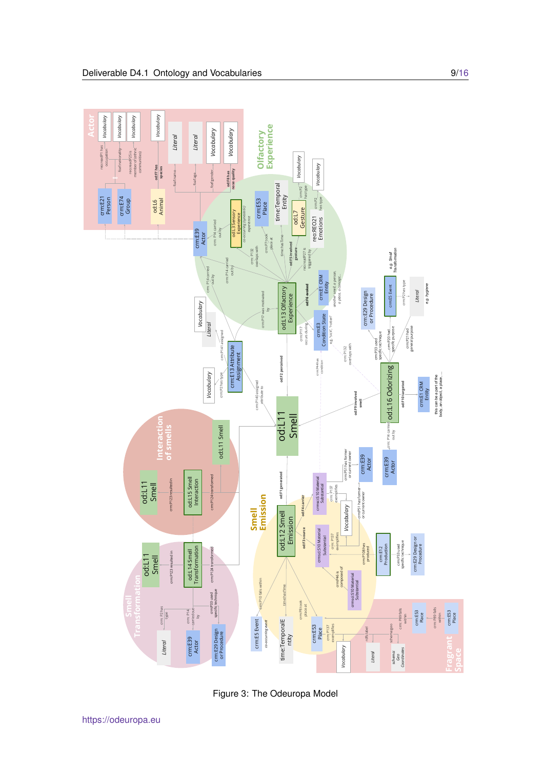Figure 3: The Odeuropa Model

https://odeuropa.eu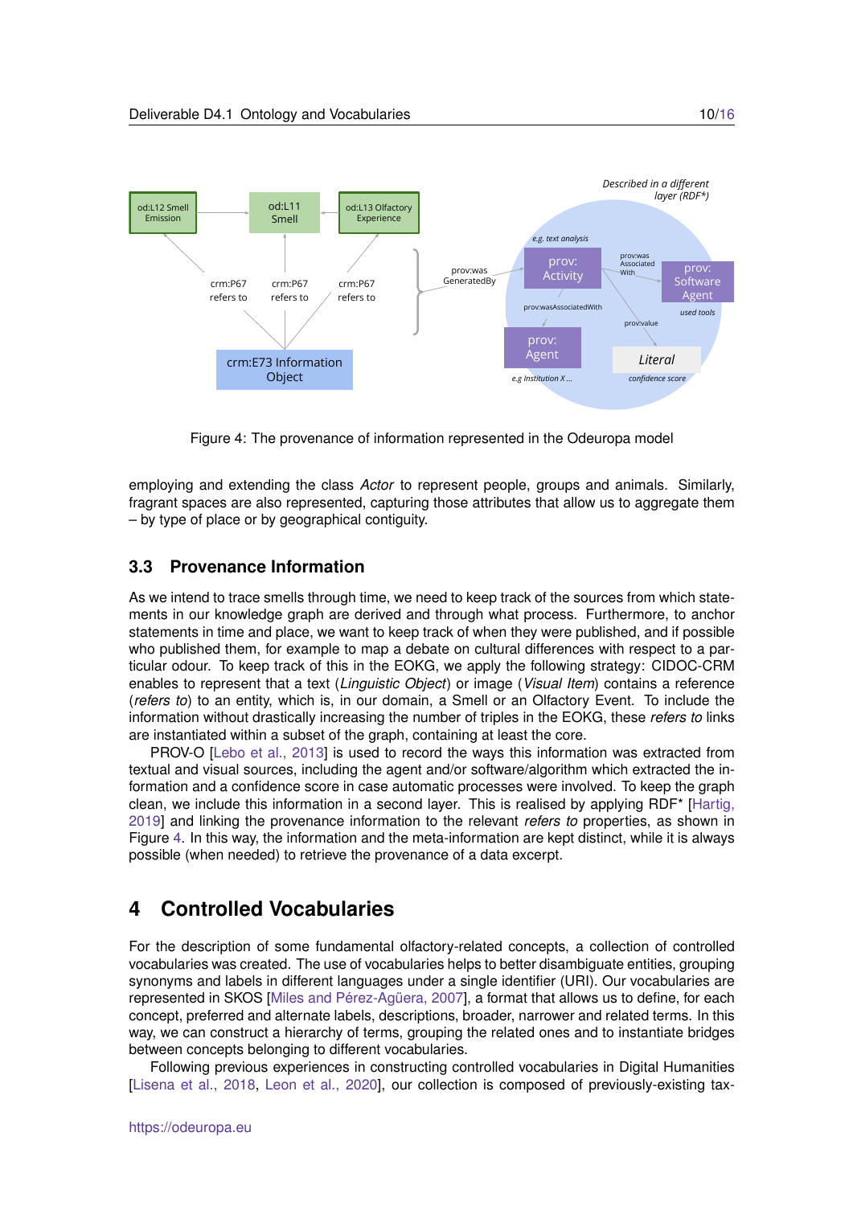Figure 4: The provenance of information represented in the Odeuropa model

employing and extending the class *Actor* to represent people, groups and animals. Similarly, fragrant spaces are also represented, capturing those attributes that allow us to aggregate them – by type of place or by geographical contiguity.

### 3.3 Provenance Information

As we intend to trace smells through time, we need to keep track of the sources from which statements in our knowledge graph are derived and through what process. Furthermore, to anchor statements in time and place, we want to keep track of when they were published, and if possible who published them, for example to map a debate on cultural differences with respect to a particular odour. To keep track of this in the EOKG, we apply the following strategy: CIDOC-CRM enables to represent that a text (*Linguistic Object*) or image (*Visual Item*) contains a reference (*refers to*) to an entity, which is, in our domain, a Smell or an Olfactory Event. To include the information without drastically increasing the number of triples in the EOKG, these *refers to* links are instantiated within a subset of the graph, containing at least the core.

PROV-O [Lebo et al., 2013] is used to record the ways this information was extracted from textual and visual sources, including the agent and/or software/algorithm which extracted the information and a confidence score in case automatic processes were involved. To keep the graph clean, we include this information in a second layer. This is realised by applying RDF* [Hartig, 2019] and linking the provenance information to the relevant *refers to* properties, as shown in Figure 4. In this way, the information and the meta-information are kept distinct, while it is always possible (when needed) to retrieve the provenance of a data excerpt.

## 4 Controlled Vocabularies

For the description of some fundamental olfactory-related concepts, a collection of controlled vocabularies was created. The use of vocabularies helps to better disambiguate entities, grouping synonyms and labels in different languages under a single identifier (URI). Our vocabularies are represented in SKOS [Miles and Pérez-Agüera, 2007], a format that allows us to define, for each concept, preferred and alternate labels, descriptions, broader, narrower and related terms. In this way, we can construct a hierarchy of terms, grouping the related ones and to instantiate bridges between concepts belonging to different vocabularies.

Following previous experiences in constructing controlled vocabularies in Digital Humanities [Lisena et al., 2018, Leon et al., 2020], our collection is composed of previously-existing tax-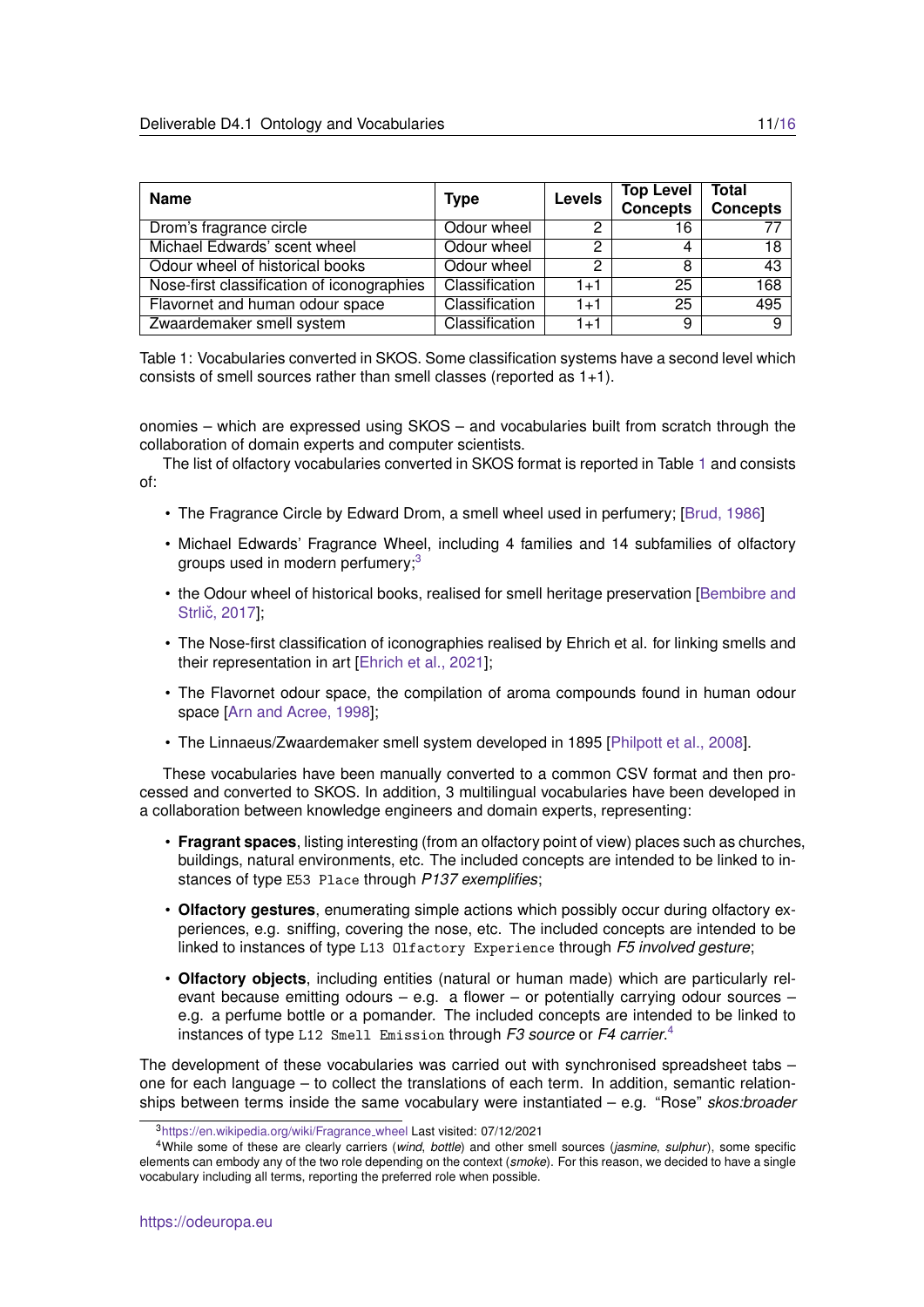| Name | Type | Levels | Top Level Concepts | Total Concepts |
|---|---|---|---|---|
| Drom's fragrance circle | Odour wheel | 2 | 16 | 77 |
| Michael Edwards' scent wheel | Odour wheel | 2 | 4 | 18 |
| Odour wheel of historical books | Odour wheel | 2 | 8 | 43 |
| Nose-first classification of iconographies | Classification | 1+1 | 25 | 168 |
| Flavornet and human odour space | Classification | 1+1 | 25 | 495 |
| Zwaardemaker smell system | Classification | 1+1 | 9 | 9 |

Table 1: Vocabularies converted in SKOS. Some classification systems have a second level which consists of smell sources rather than smell classes (reported as 1+1).

onomies – which are expressed using SKOS – and vocabularies built from scratch through the collaboration of domain experts and computer scientists.

The list of olfactory vocabularies converted in SKOS format is reported in Table 1 and consists of:

- The Fragrance Circle by Edward Drom, a smell wheel used in perfumery; [Brud, 1986]
- Michael Edwards' Fragrance Wheel, including 4 families and 14 subfamilies of olfactory groups used in modern perfumery;[3]
- the Odour wheel of historical books, realised for smell heritage preservation [Bembibre and Strlič, 2017];
- The Nose-first classification of iconographies realised by Ehrich et al. for linking smells and their representation in art [Ehrich et al., 2021];
- The Flavornet odour space, the compilation of aroma compounds found in human odour space [Arn and Acree, 1998];
- The Linnaeus/Zwaardemaker smell system developed in 1895 [Philpott et al., 2008].

These vocabularies have been manually converted to a common CSV format and then processed and converted to SKOS. In addition, 3 multilingual vocabularies have been developed in a collaboration between knowledge engineers and domain experts, representing:

- **Fragrant spaces**, listing interesting (from an olfactory point of view) places such as churches, buildings, natural environments, etc. The included concepts are intended to be linked to instances of type `E53 Place` through *P137 exemplifies*;
- **Olfactory gestures**, enumerating simple actions which possibly occur during olfactory experiences, e.g. sniffing, covering the nose, etc. The included concepts are intended to be linked to instances of type `L13 Olfactory Experience` through *F5 involved gesture*;
- **Olfactory objects**, including entities (natural or human made) which are particularly relevant because emitting odours – e.g. a flower – or potentially carrying odour sources – e.g. a perfume bottle or a pomander. The included concepts are intended to be linked to instances of type `L12 Smell Emission` through *F3 source* or *F4 carrier*.[4]

The development of these vocabularies was carried out with synchronised spreadsheet tabs – one for each language – to collect the translations of each term. In addition, semantic relationships between terms inside the same vocabulary were instantiated – e.g. "Rose" *skos:broader*

[3] https://en.wikipedia.org/wiki/Fragrance_wheel Last visited: 07/12/2021

[4] While some of these are clearly carriers (*wind*, *bottle*) and other smell sources (*jasmine*, *sulphur*), some specific elements can embody any of the two role depending on the context (*smoke*). For this reason, we decided to have a single vocabulary including all terms, reporting the preferred role when possible.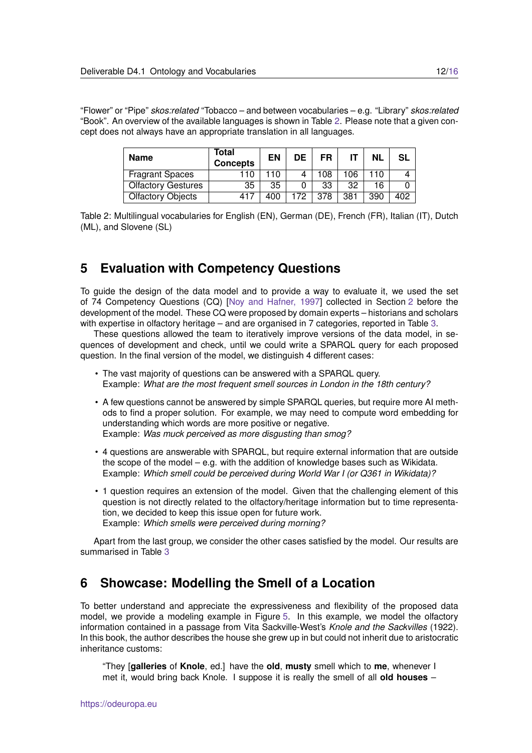"Flower" or "Pipe" *skos:related* "Tobacco – and between vocabularies – e.g. "Library" *skos:related* "Book". An overview of the available languages is shown in Table 2. Please note that a given concept does not always have an appropriate translation in all languages.

| Name | Total Concepts | EN | DE | FR | IT | NL | SL |
|---|---|---|---|---|---|---|---|
| Fragrant Spaces | 110 | 110 | 4 | 108 | 106 | 110 | 4 |
| Olfactory Gestures | 35 | 35 | 0 | 33 | 32 | 16 | 0 |
| Olfactory Objects | 417 | 400 | 172 | 378 | 381 | 390 | 402 |

Table 2: Multilingual vocabularies for English (EN), German (DE), French (FR), Italian (IT), Dutch (ML), and Slovene (SL)

## 5 Evaluation with Competency Questions

To guide the design of the data model and to provide a way to evaluate it, we used the set of 74 Competency Questions (CQ) [Noy and Hafner, 1997] collected in Section 2 before the development of the model. These CQ were proposed by domain experts – historians and scholars with expertise in olfactory heritage – and are organised in 7 categories, reported in Table 3.

These questions allowed the team to iteratively improve versions of the data model, in sequences of development and check, until we could write a SPARQL query for each proposed question. In the final version of the model, we distinguish 4 different cases:

- The vast majority of questions can be answered with a SPARQL query.
  Example: *What are the most frequent smell sources in London in the 18th century?*
- A few questions cannot be answered by simple SPARQL queries, but require more AI methods to find a proper solution. For example, we may need to compute word embedding for understanding which words are more positive or negative.
  Example: *Was muck perceived as more disgusting than smog?*
- 4 questions are answerable with SPARQL, but require external information that are outside the scope of the model – e.g. with the addition of knowledge bases such as Wikidata.
  Example: *Which smell could be perceived during World War I (or Q361 in Wikidata)?*
- 1 question requires an extension of the model. Given that the challenging element of this question is not directly related to the olfactory/heritage information but to time representation, we decided to keep this issue open for future work.
  Example: *Which smells were perceived during morning?*

Apart from the last group, we consider the other cases satisfied by the model. Our results are summarised in Table 3

## 6 Showcase: Modelling the Smell of a Location

To better understand and appreciate the expressiveness and flexibility of the proposed data model, we provide a modeling example in Figure 5. In this example, we model the olfactory information contained in a passage from Vita Sackville-West's *Knole and the Sackvilles* (1922). In this book, the author describes the house she grew up in but could not inherit due to aristocratic inheritance customs:

> "They [**galleries** of **Knole**, ed.] have the **old**, **musty** smell which to **me**, whenever I met it, would bring back Knole. I suppose it is really the smell of all **old houses** –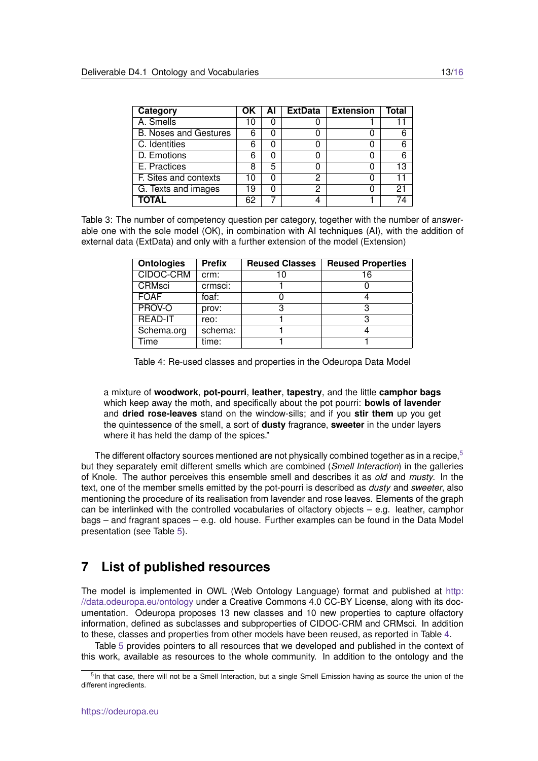| Category | OK | AI | ExtData | Extension | Total |
|---|---|---|---|---|---|
| A. Smells | 10 | 0 | 0 | 1 | 11 |
| B. Noses and Gestures | 6 | 0 | 0 | 0 | 6 |
| C. Identities | 6 | 0 | 0 | 0 | 6 |
| D. Emotions | 6 | 0 | 0 | 0 | 6 |
| E. Practices | 8 | 5 | 0 | 0 | 13 |
| F. Sites and contexts | 10 | 0 | 2 | 0 | 11 |
| G. Texts and images | 19 | 0 | 2 | 0 | 21 |
| **TOTAL** | 62 | 7 | 4 | 1 | 74 |

Table 3: The number of competency question per category, together with the number of answerable one with the sole model (OK), in combination with AI techniques (AI), with the addition of external data (ExtData) and only with a further extension of the model (Extension)

| Ontologies | Prefix | Reused Classes | Reused Properties |
|---|---|---|---|
| CIDOC-CRM | crm: | 10 | 16 |
| CRMsci | crmsci: | 1 | 0 |
| FOAF | foaf: | 0 | 4 |
| PROV-O | prov: | 3 | 3 |
| READ-IT | reo: | 1 | 3 |
| Schema.org | schema: | 1 | 4 |
| Time | time: | 1 | 1 |

Table 4: Re-used classes and properties in the Odeuropa Data Model

a mixture of **woodwork**, **pot-pourri**, **leather**, **tapestry**, and the little **camphor bags** which keep away the moth, and specifically about the pot pourri: **bowls of lavender** and **dried rose-leaves** stand on the window-sills; and if you **stir them** up you get the quintessence of the smell, a sort of **dusty** fragrance, **sweeter** in the under layers where it has held the damp of the spices."

The different olfactory sources mentioned are not physically combined together as in a recipe,[5] but they separately emit different smells which are combined (*Smell Interaction*) in the galleries of Knole. The author perceives this ensemble smell and describes it as *old* and *musty*. In the text, one of the member smells emitted by the pot-pourri is described as *dusty* and *sweeter*, also mentioning the procedure of its realisation from lavender and rose leaves. Elements of the graph can be interlinked with the controlled vocabularies of olfactory objects – e.g. leather, camphor bags – and fragrant spaces – e.g. old house. Further examples can be found in the Data Model presentation (see Table 5).

# 7 List of published resources

The model is implemented in OWL (Web Ontology Language) format and published at http://data.odeuropa.eu/ontology under a Creative Commons 4.0 CC-BY License, along with its documentation. Odeuropa proposes 13 new classes and 10 new properties to capture olfactory information, defined as subclasses and subproperties of CIDOC-CRM and CRMsci. In addition to these, classes and properties from other models have been reused, as reported in Table 4.

Table 5 provides pointers to all resources that we developed and published in the context of this work, available as resources to the whole community. In addition to the ontology and the

[5] In that case, there will not be a Smell Interaction, but a single Smell Emission having as source the union of the different ingredients.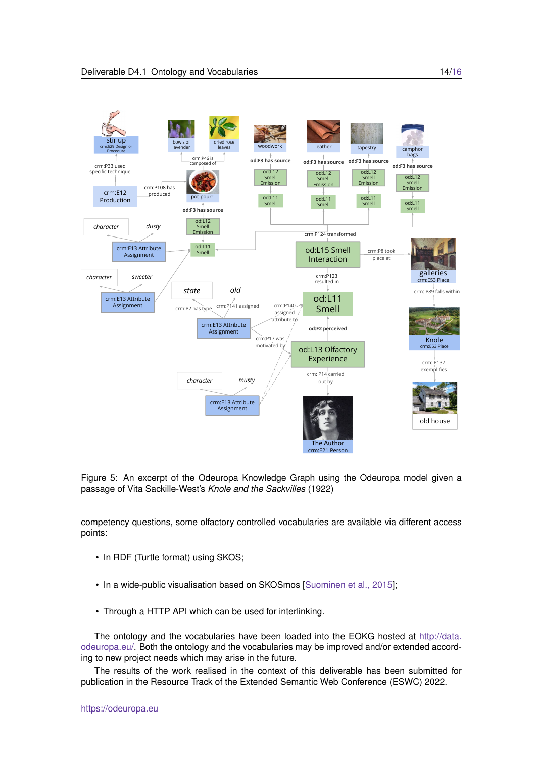Figure 5: An excerpt of the Odeuropa Knowledge Graph using the Odeuropa model given a passage of Vita Sackille-West's *Knole and the Sackvilles* (1922)

competency questions, some olfactory controlled vocabularies are available via different access points:

- In RDF (Turtle format) using SKOS;
- In a wide-public visualisation based on SKOSmos [Suominen et al., 2015];
- Through a HTTP API which can be used for interlinking.

The ontology and the vocabularies have been loaded into the EOKG hosted at http://data.odeuropa.eu/. Both the ontology and the vocabularies may be improved and/or extended according to new project needs which may arise in the future.

The results of the work realised in the context of this deliverable has been submitted for publication in the Resource Track of the Extended Semantic Web Conference (ESWC) 2022.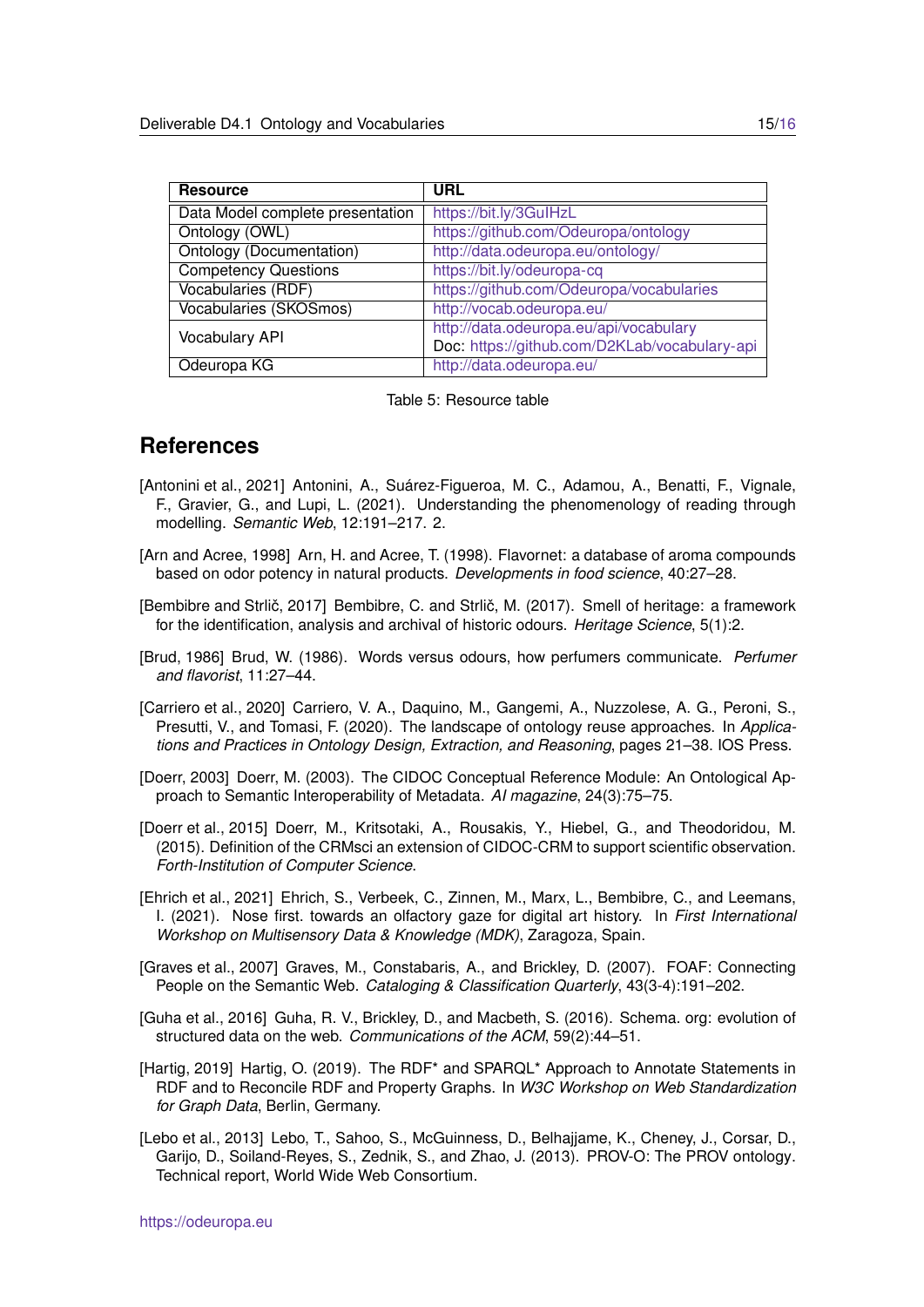| Resource | URL |
|---|---|
| Data Model complete presentation | https://bit.ly/3GuIHzL |
| Ontology (OWL) | https://github.com/Odeuropa/ontology |
| Ontology (Documentation) | http://data.odeuropa.eu/ontology/ |
| Competency Questions | https://bit.ly/odeuropa-cq |
| Vocabularies (RDF) | https://github.com/Odeuropa/vocabularies |
| Vocabularies (SKOSmos) | http://vocab.odeuropa.eu/ |
| Vocabulary API | http://data.odeuropa.eu/api/vocabulary<br>Doc: https://github.com/D2KLab/vocabulary-api |
| Odeuropa KG | http://data.odeuropa.eu/ |

Table 5: Resource table

## References

[Antonini et al., 2021] Antonini, A., Suárez-Figueroa, M. C., Adamou, A., Benatti, F., Vignale, F., Gravier, G., and Lupi, L. (2021). Understanding the phenomenology of reading through modelling. *Semantic Web*, 12:191–217. 2.

[Arn and Acree, 1998] Arn, H. and Acree, T. (1998). Flavornet: a database of aroma compounds based on odor potency in natural products. *Developments in food science*, 40:27–28.

[Bembibre and Strlič, 2017] Bembibre, C. and Strlič, M. (2017). Smell of heritage: a framework for the identification, analysis and archival of historic odours. *Heritage Science*, 5(1):2.

[Brud, 1986] Brud, W. (1986). Words versus odours, how perfumers communicate. *Perfumer and flavorist*, 11:27–44.

[Carriero et al., 2020] Carriero, V. A., Daquino, M., Gangemi, A., Nuzzolese, A. G., Peroni, S., Presutti, V., and Tomasi, F. (2020). The landscape of ontology reuse approaches. In *Applications and Practices in Ontology Design, Extraction, and Reasoning*, pages 21–38. IOS Press.

[Doerr, 2003] Doerr, M. (2003). The CIDOC Conceptual Reference Module: An Ontological Approach to Semantic Interoperability of Metadata. *AI magazine*, 24(3):75–75.

[Doerr et al., 2015] Doerr, M., Kritsotaki, A., Rousakis, Y., Hiebel, G., and Theodoridou, M. (2015). Definition of the CRMsci an extension of CIDOC-CRM to support scientific observation. *Forth-Institution of Computer Science*.

[Ehrich et al., 2021] Ehrich, S., Verbeek, C., Zinnen, M., Marx, L., Bembibre, C., and Leemans, I. (2021). Nose first. towards an olfactory gaze for digital art history. In *First International Workshop on Multisensory Data & Knowledge (MDK)*, Zaragoza, Spain.

[Graves et al., 2007] Graves, M., Constabaris, A., and Brickley, D. (2007). FOAF: Connecting People on the Semantic Web. *Cataloging & Classification Quarterly*, 43(3-4):191–202.

[Guha et al., 2016] Guha, R. V., Brickley, D., and Macbeth, S. (2016). Schema. org: evolution of structured data on the web. *Communications of the ACM*, 59(2):44–51.

[Hartig, 2019] Hartig, O. (2019). The RDF* and SPARQL* Approach to Annotate Statements in RDF and to Reconcile RDF and Property Graphs. In *W3C Workshop on Web Standardization for Graph Data*, Berlin, Germany.

[Lebo et al., 2013] Lebo, T., Sahoo, S., McGuinness, D., Belhajjame, K., Cheney, J., Corsar, D., Garijo, D., Soiland-Reyes, S., Zednik, S., and Zhao, J. (2013). PROV-O: The PROV ontology. Technical report, World Wide Web Consortium.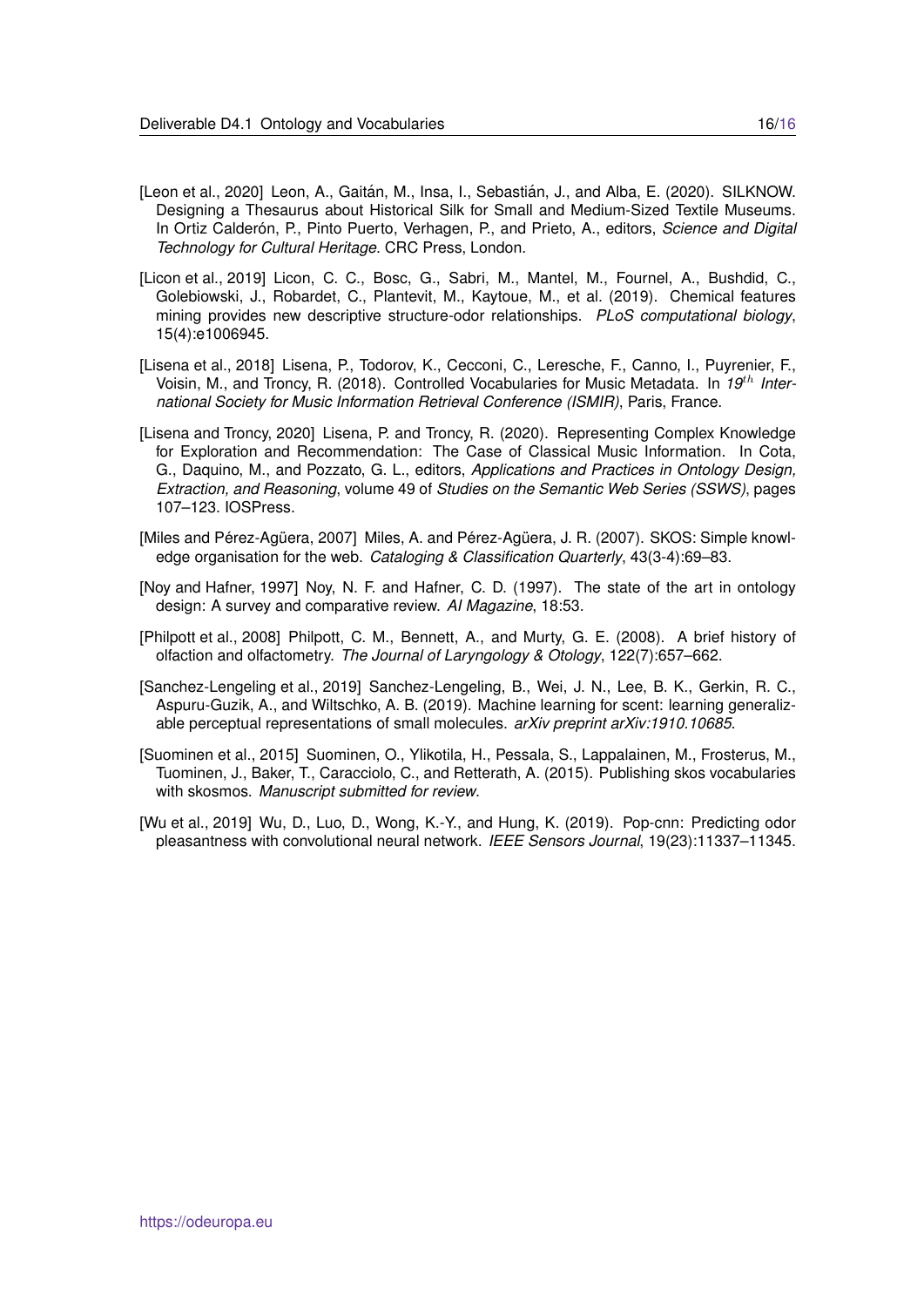[Leon et al., 2020] Leon, A., Gaitán, M., Insa, I., Sebastián, J., and Alba, E. (2020). SILKNOW. Designing a Thesaurus about Historical Silk for Small and Medium-Sized Textile Museums. In Ortiz Calderón, P., Pinto Puerto, Verhagen, P., and Prieto, A., editors, *Science and Digital Technology for Cultural Heritage*. CRC Press, London.

[Licon et al., 2019] Licon, C. C., Bosc, G., Sabri, M., Mantel, M., Fournel, A., Bushdid, C., Golebiowski, J., Robardet, C., Plantevit, M., Kaytoue, M., et al. (2019). Chemical features mining provides new descriptive structure-odor relationships. *PLoS computational biology*, 15(4):e1006945.

[Lisena et al., 2018] Lisena, P., Todorov, K., Cecconi, C., Leresche, F., Canno, I., Puyrenier, F., Voisin, M., and Troncy, R. (2018). Controlled Vocabularies for Music Metadata. In *19$^{th}$ International Society for Music Information Retrieval Conference (ISMIR)*, Paris, France.

[Lisena and Troncy, 2020] Lisena, P. and Troncy, R. (2020). Representing Complex Knowledge for Exploration and Recommendation: The Case of Classical Music Information. In Cota, G., Daquino, M., and Pozzato, G. L., editors, *Applications and Practices in Ontology Design, Extraction, and Reasoning*, volume 49 of *Studies on the Semantic Web Series (SSWS)*, pages 107–123. IOSPress.

[Miles and Pérez-Agüera, 2007] Miles, A. and Pérez-Agüera, J. R. (2007). SKOS: Simple knowledge organisation for the web. *Cataloging & Classification Quarterly*, 43(3-4):69–83.

[Noy and Hafner, 1997] Noy, N. F. and Hafner, C. D. (1997). The state of the art in ontology design: A survey and comparative review. *AI Magazine*, 18:53.

[Philpott et al., 2008] Philpott, C. M., Bennett, A., and Murty, G. E. (2008). A brief history of olfaction and olfactometry. *The Journal of Laryngology & Otology*, 122(7):657–662.

[Sanchez-Lengeling et al., 2019] Sanchez-Lengeling, B., Wei, J. N., Lee, B. K., Gerkin, R. C., Aspuru-Guzik, A., and Wiltschko, A. B. (2019). Machine learning for scent: learning generalizable perceptual representations of small molecules. *arXiv preprint arXiv:1910.10685*.

[Suominen et al., 2015] Suominen, O., Ylikotila, H., Pessala, S., Lappalainen, M., Frosterus, M., Tuominen, J., Baker, T., Caracciolo, C., and Retterath, A. (2015). Publishing skos vocabularies with skosmos. *Manuscript submitted for review*.

[Wu et al., 2019] Wu, D., Luo, D., Wong, K.-Y., and Hung, K. (2019). Pop-cnn: Predicting odor pleasantness with convolutional neural network. *IEEE Sensors Journal*, 19(23):11337–11345.